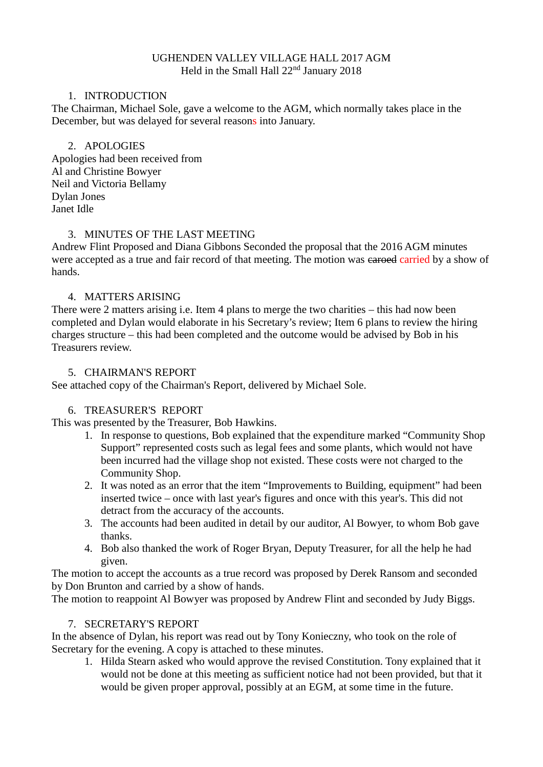UGHENDEN VALLEY VILLAGE HALL 2017 AGM
Held in the Small Hall 22nd January 2018

1. INTRODUCTION

The Chairman, Michael Sole, gave a welcome to the AGM, which normally takes place in the December, but was delayed for several reasons into January.

2. APOLOGIES

Apologies had been received from
Al and Christine Bowyer
Neil and Victoria Bellamy
Dylan Jones
Janet Idle

3. MINUTES OF THE LAST MEETING

Andrew Flint Proposed and Diana Gibbons Seconded the proposal that the 2016 AGM minutes were accepted as a true and fair record of that meeting. The motion was ~~caroed~~ carried by a show of hands.

4. MATTERS ARISING

There were 2 matters arising i.e. Item 4 plans to merge the two charities – this had now been completed and Dylan would elaborate in his Secretary's review; Item 6 plans to review the hiring charges structure – this had been completed and the outcome would be advised by Bob in his Treasurers review.

5. CHAIRMAN'S REPORT

See attached copy of the Chairman's Report, delivered by Michael Sole.

6. TREASURER'S REPORT

This was presented by the Treasurer, Bob Hawkins.

1. In response to questions, Bob explained that the expenditure marked "Community Shop Support" represented costs such as legal fees and some plants, which would not have been incurred had the village shop not existed. These costs were not charged to the Community Shop.
2. It was noted as an error that the item "Improvements to Building, equipment" had been inserted twice – once with last year's figures and once with this year's. This did not detract from the accuracy of the accounts.
3. The accounts had been audited in detail by our auditor, Al Bowyer, to whom Bob gave thanks.
4. Bob also thanked the work of Roger Bryan, Deputy Treasurer, for all the help he had given.

The motion to accept the accounts as a true record was proposed by Derek Ransom and seconded by Don Brunton and carried by a show of hands.
The motion to reappoint Al Bowyer was proposed by Andrew Flint and seconded by Judy Biggs.

7. SECRETARY'S REPORT

In the absence of Dylan, his report was read out by Tony Konieczny, who took on the role of Secretary for the evening. A copy is attached to these minutes.

1. Hilda Stearn asked who would approve the revised Constitution. Tony explained that it would not be done at this meeting as sufficient notice had not been provided, but that it would be given proper approval, possibly at an EGM, at some time in the future.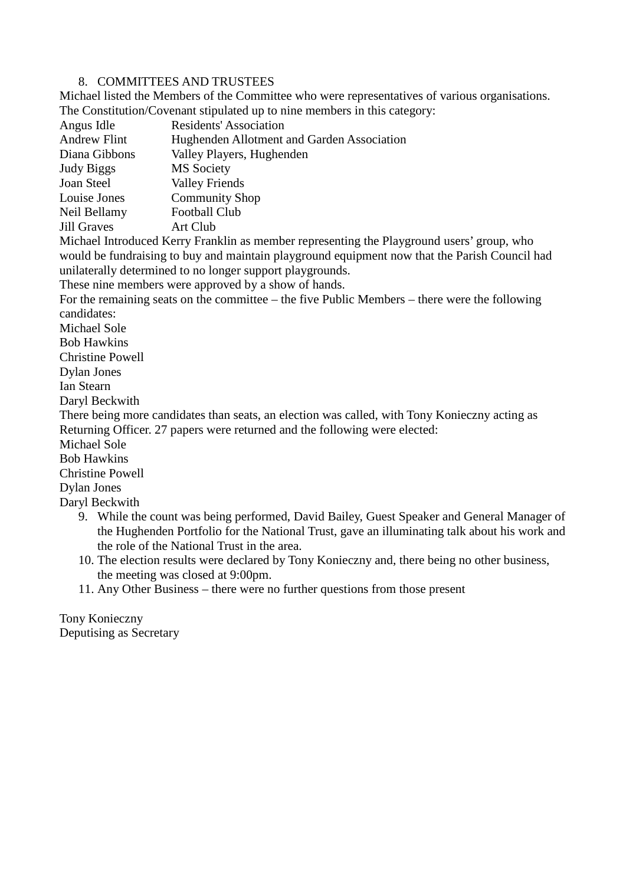8. COMMITTEES AND TRUSTEES

Michael listed the Members of the Committee who were representatives of various organisations. The Constitution/Covenant stipulated up to nine members in this category:

| | |
|---|---|
| Angus Idle | Residents' Association |
| Andrew Flint | Hughenden Allotment and Garden Association |
| Diana Gibbons | Valley Players, Hughenden |
| Judy Biggs | MS Society |
| Joan Steel | Valley Friends |
| Louise Jones | Community Shop |
| Neil Bellamy | Football Club |
| Jill Graves | Art Club |

Michael Introduced Kerry Franklin as member representing the Playground users' group, who would be fundraising to buy and maintain playground equipment now that the Parish Council had unilaterally determined to no longer support playgrounds.
These nine members were approved by a show of hands.
For the remaining seats on the committee – the five Public Members – there were the following candidates:
Michael Sole
Bob Hawkins
Christine Powell
Dylan Jones
Ian Stearn
Daryl Beckwith
There being more candidates than seats, an election was called, with Tony Konieczny acting as Returning Officer. 27 papers were returned and the following were elected:
Michael Sole
Bob Hawkins
Christine Powell
Dylan Jones
Daryl Beckwith

9. While the count was being performed, David Bailey, Guest Speaker and General Manager of the Hughenden Portfolio for the National Trust, gave an illuminating talk about his work and the role of the National Trust in the area.
10. The election results were declared by Tony Konieczny and, there being no other business, the meeting was closed at 9:00pm.
11. Any Other Business – there were no further questions from those present

Tony Konieczny
Deputising as Secretary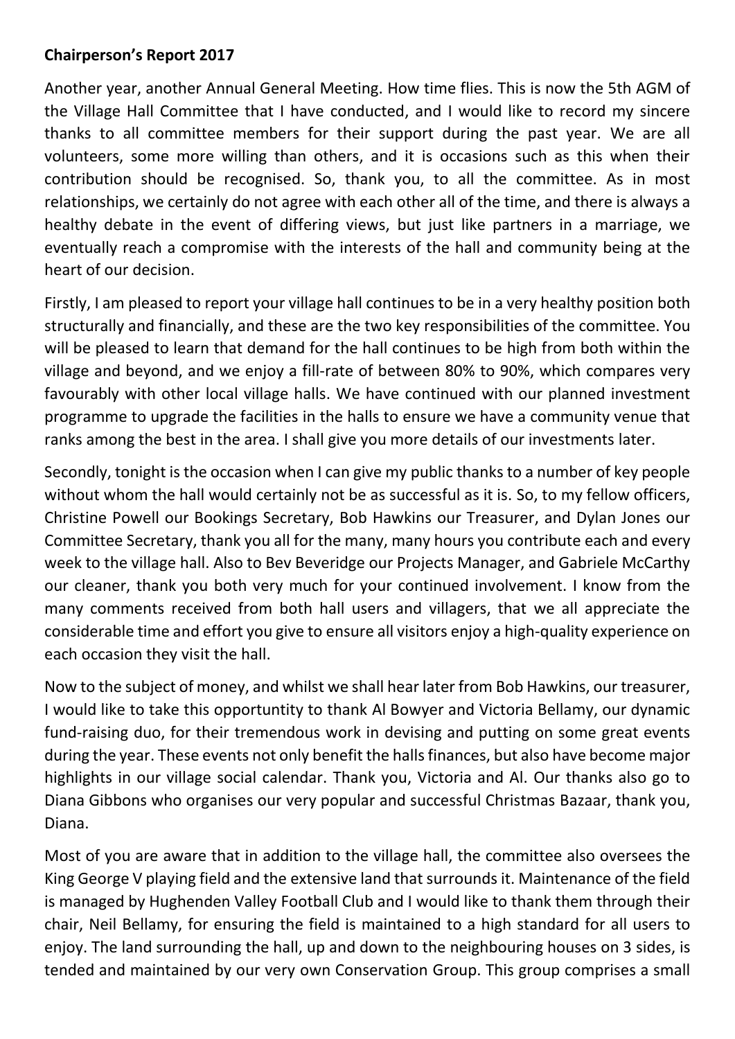**Chairperson's Report 2017**

Another year, another Annual General Meeting. How time flies. This is now the 5th AGM of the Village Hall Committee that I have conducted, and I would like to record my sincere thanks to all committee members for their support during the past year. We are all volunteers, some more willing than others, and it is occasions such as this when their contribution should be recognised. So, thank you, to all the committee. As in most relationships, we certainly do not agree with each other all of the time, and there is always a healthy debate in the event of differing views, but just like partners in a marriage, we eventually reach a compromise with the interests of the hall and community being at the heart of our decision.

Firstly, I am pleased to report your village hall continues to be in a very healthy position both structurally and financially, and these are the two key responsibilities of the committee. You will be pleased to learn that demand for the hall continues to be high from both within the village and beyond, and we enjoy a fill-rate of between 80% to 90%, which compares very favourably with other local village halls. We have continued with our planned investment programme to upgrade the facilities in the halls to ensure we have a community venue that ranks among the best in the area. I shall give you more details of our investments later.

Secondly, tonight is the occasion when I can give my public thanks to a number of key people without whom the hall would certainly not be as successful as it is. So, to my fellow officers, Christine Powell our Bookings Secretary, Bob Hawkins our Treasurer, and Dylan Jones our Committee Secretary, thank you all for the many, many hours you contribute each and every week to the village hall. Also to Bev Beveridge our Projects Manager, and Gabriele McCarthy our cleaner, thank you both very much for your continued involvement. I know from the many comments received from both hall users and villagers, that we all appreciate the considerable time and effort you give to ensure all visitors enjoy a high-quality experience on each occasion they visit the hall.

Now to the subject of money, and whilst we shall hear later from Bob Hawkins, our treasurer, I would like to take this opportuntity to thank Al Bowyer and Victoria Bellamy, our dynamic fund-raising duo, for their tremendous work in devising and putting on some great events during the year. These events not only benefit the halls finances, but also have become major highlights in our village social calendar. Thank you, Victoria and Al. Our thanks also go to Diana Gibbons who organises our very popular and successful Christmas Bazaar, thank you, Diana.

Most of you are aware that in addition to the village hall, the committee also oversees the King George V playing field and the extensive land that surrounds it. Maintenance of the field is managed by Hughenden Valley Football Club and I would like to thank them through their chair, Neil Bellamy, for ensuring the field is maintained to a high standard for all users to enjoy. The land surrounding the hall, up and down to the neighbouring houses on 3 sides, is tended and maintained by our very own Conservation Group. This group comprises a small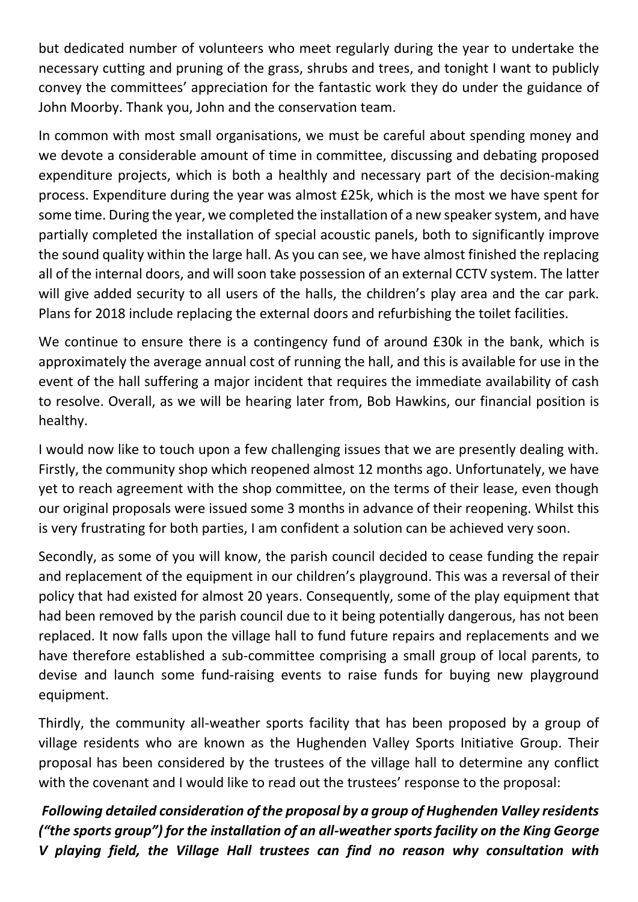but dedicated number of volunteers who meet regularly during the year to undertake the necessary cutting and pruning of the grass, shrubs and trees, and tonight I want to publicly convey the committees' appreciation for the fantastic work they do under the guidance of John Moorby. Thank you, John and the conservation team.

In common with most small organisations, we must be careful about spending money and we devote a considerable amount of time in committee, discussing and debating proposed expenditure projects, which is both a healthy and necessary part of the decision-making process. Expenditure during the year was almost £25k, which is the most we have spent for some time. During the year, we completed the installation of a new speaker system, and have partially completed the installation of special acoustic panels, both to significantly improve the sound quality within the large hall. As you can see, we have almost finished the replacing all of the internal doors, and will soon take possession of an external CCTV system. The latter will give added security to all users of the halls, the children's play area and the car park. Plans for 2018 include replacing the external doors and refurbishing the toilet facilities.

We continue to ensure there is a contingency fund of around £30k in the bank, which is approximately the average annual cost of running the hall, and this is available for use in the event of the hall suffering a major incident that requires the immediate availability of cash to resolve. Overall, as we will be hearing later from, Bob Hawkins, our financial position is healthy.

I would now like to touch upon a few challenging issues that we are presently dealing with. Firstly, the community shop which reopened almost 12 months ago. Unfortunately, we have yet to reach agreement with the shop committee, on the terms of their lease, even though our original proposals were issued some 3 months in advance of their reopening. Whilst this is very frustrating for both parties, I am confident a solution can be achieved very soon.

Secondly, as some of you will know, the parish council decided to cease funding the repair and replacement of the equipment in our children's playground. This was a reversal of their policy that had existed for almost 20 years. Consequently, some of the play equipment that had been removed by the parish council due to it being potentially dangerous, has not been replaced. It now falls upon the village hall to fund future repairs and replacements and we have therefore established a sub-committee comprising a small group of local parents, to devise and launch some fund-raising events to raise funds for buying new playground equipment.

Thirdly, the community all-weather sports facility that has been proposed by a group of village residents who are known as the Hughenden Valley Sports Initiative Group. Their proposal has been considered by the trustees of the village hall to determine any conflict with the covenant and I would like to read out the trustees' response to the proposal:

***Following detailed consideration of the proposal by a group of Hughenden Valley residents ("the sports group") for the installation of an all-weather sports facility on the King George V playing field, the Village Hall trustees can find no reason why consultation with***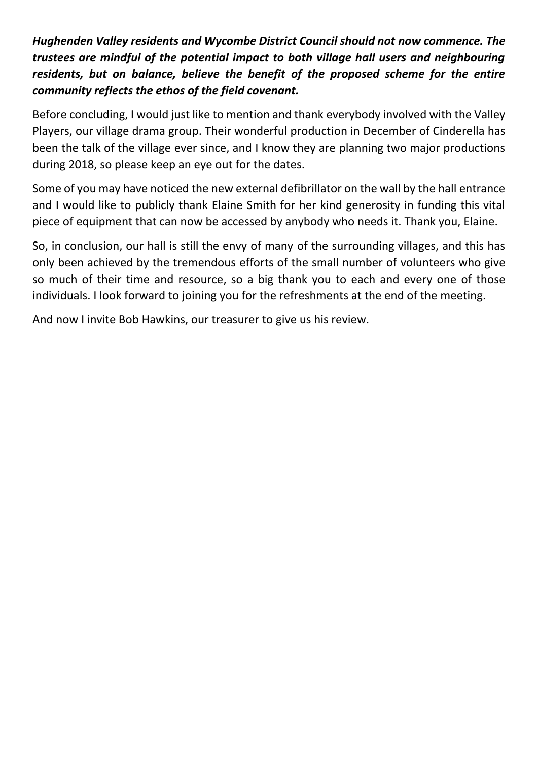***Hughenden Valley residents and Wycombe District Council should not now commence. The trustees are mindful of the potential impact to both village hall users and neighbouring residents, but on balance, believe the benefit of the proposed scheme for the entire community reflects the ethos of the field covenant.***

Before concluding, I would just like to mention and thank everybody involved with the Valley Players, our village drama group. Their wonderful production in December of Cinderella has been the talk of the village ever since, and I know they are planning two major productions during 2018, so please keep an eye out for the dates.

Some of you may have noticed the new external defibrillator on the wall by the hall entrance and I would like to publicly thank Elaine Smith for her kind generosity in funding this vital piece of equipment that can now be accessed by anybody who needs it. Thank you, Elaine.

So, in conclusion, our hall is still the envy of many of the surrounding villages, and this has only been achieved by the tremendous efforts of the small number of volunteers who give so much of their time and resource, so a big thank you to each and every one of those individuals. I look forward to joining you for the refreshments at the end of the meeting.

And now I invite Bob Hawkins, our treasurer to give us his review.